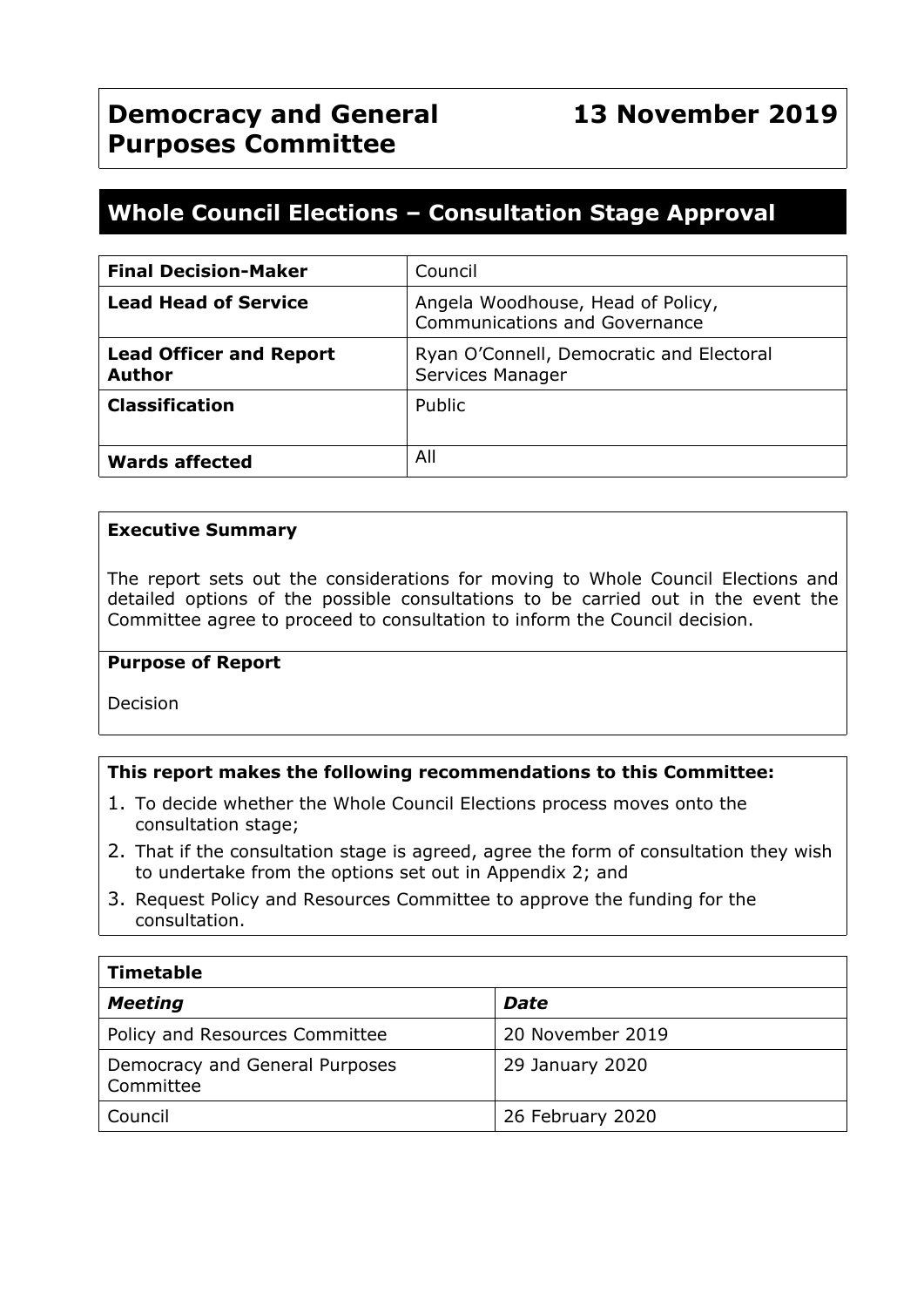# Democracy and General Purposes Committee

**13 November 2019**

## Whole Council Elections – Consultation Stage Approval

| | |
|---|---|
| **Final Decision-Maker** | Council |
| **Lead Head of Service** | Angela Woodhouse, Head of Policy, Communications and Governance |
| **Lead Officer and Report Author** | Ryan O'Connell, Democratic and Electoral Services Manager |
| **Classification** | Public |
| **Wards affected** | All |

**Executive Summary**

The report sets out the considerations for moving to Whole Council Elections and detailed options of the possible consultations to be carried out in the event the Committee agree to proceed to consultation to inform the Council decision.

**Purpose of Report**

Decision

**This report makes the following recommendations to this Committee:**

1. To decide whether the Whole Council Elections process moves onto the consultation stage;
2. That if the consultation stage is agreed, agree the form of consultation they wish to undertake from the options set out in Appendix 2; and
3. Request Policy and Resources Committee to approve the funding for the consultation.

| **Timetable** | |
|---|---|
| ***Meeting*** | ***Date*** |
| Policy and Resources Committee | 20 November 2019 |
| Democracy and General Purposes Committee | 29 January 2020 |
| Council | 26 February 2020 |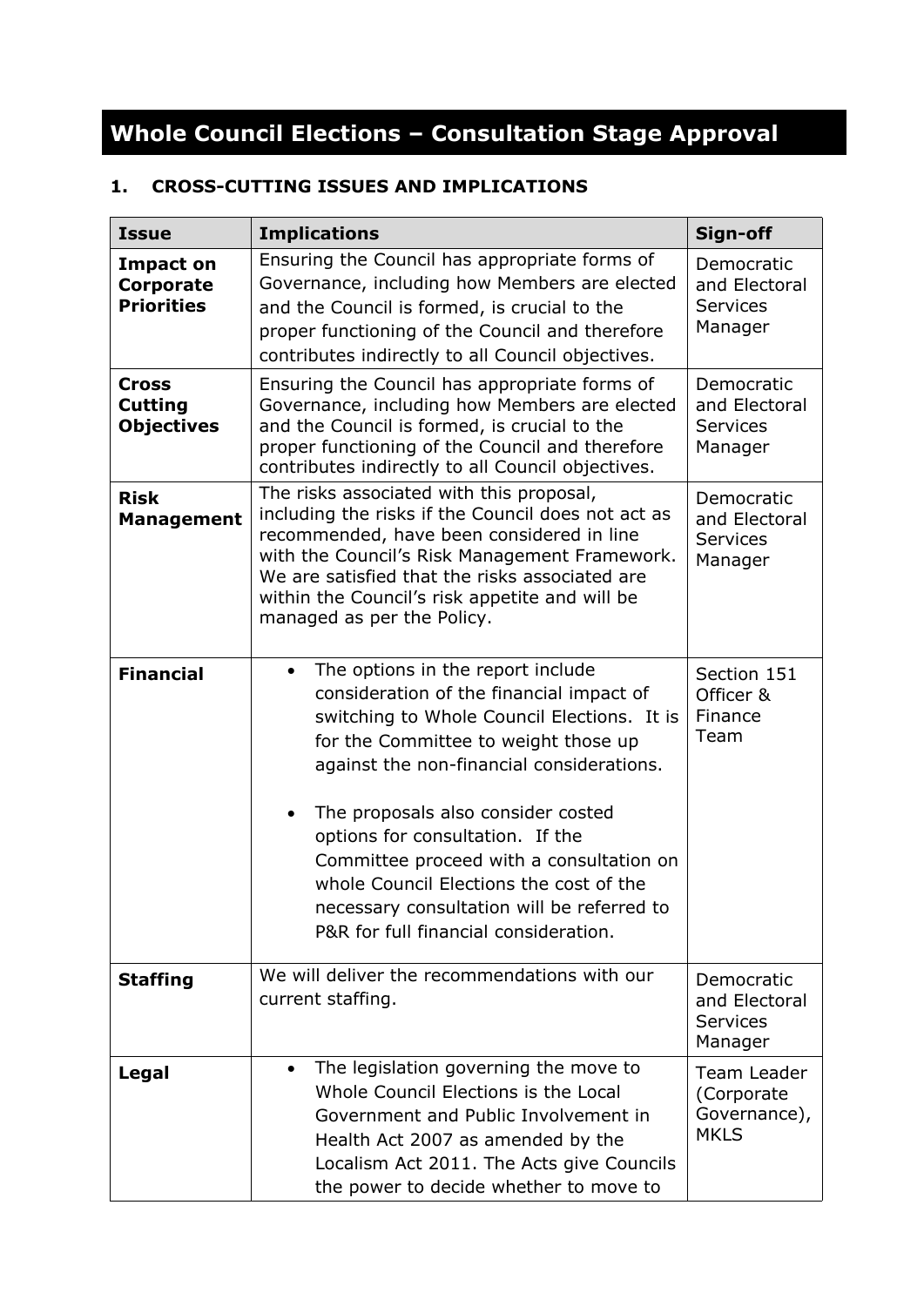# Whole Council Elections – Consultation Stage Approval

## 1. CROSS-CUTTING ISSUES AND IMPLICATIONS

| Issue | Implications | Sign-off |
|---|---|---|
| **Impact on Corporate Priorities** | Ensuring the Council has appropriate forms of Governance, including how Members are elected and the Council is formed, is crucial to the proper functioning of the Council and therefore contributes indirectly to all Council objectives. | Democratic and Electoral Services Manager |
| **Cross Cutting Objectives** | Ensuring the Council has appropriate forms of Governance, including how Members are elected and the Council is formed, is crucial to the proper functioning of the Council and therefore contributes indirectly to all Council objectives. | Democratic and Electoral Services Manager |
| **Risk Management** | The risks associated with this proposal, including the risks if the Council does not act as recommended, have been considered in line with the Council's Risk Management Framework. We are satisfied that the risks associated are within the Council's risk appetite and will be managed as per the Policy. | Democratic and Electoral Services Manager |
| **Financial** | • The options in the report include consideration of the financial impact of switching to Whole Council Elections. It is for the Committee to weight those up against the non-financial considerations.<br><br>• The proposals also consider costed options for consultation. If the Committee proceed with a consultation on whole Council Elections the cost of the necessary consultation will be referred to P&R for full financial consideration. | Section 151 Officer & Finance Team |
| **Staffing** | We will deliver the recommendations with our current staffing. | Democratic and Electoral Services Manager |
| **Legal** | • The legislation governing the move to Whole Council Elections is the Local Government and Public Involvement in Health Act 2007 as amended by the Localism Act 2011. The Acts give Councils the power to decide whether to move to | Team Leader (Corporate Governance), MKLS |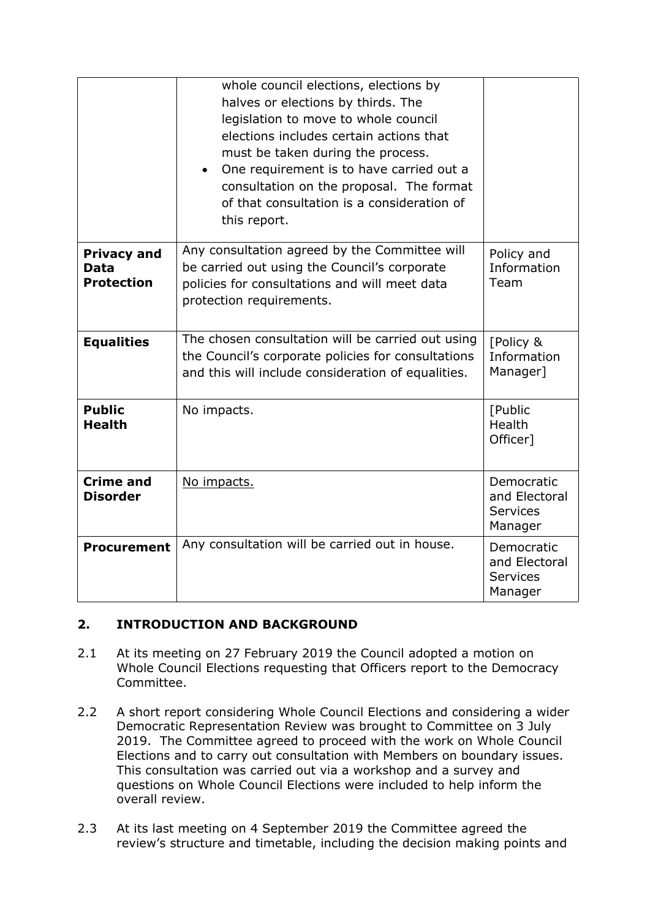| | | |
|---|---|---|
| | whole council elections, elections by halves or elections by thirds. The legislation to move to whole council elections includes certain actions that must be taken during the process.<br>• One requirement is to have carried out a consultation on the proposal. The format of that consultation is a consideration of this report. | |
| **Privacy and Data Protection** | Any consultation agreed by the Committee will be carried out using the Council's corporate policies for consultations and will meet data protection requirements. | Policy and Information Team |
| **Equalities** | The chosen consultation will be carried out using the Council's corporate policies for consultations and this will include consideration of equalities. | [Policy & Information Manager] |
| **Public Health** | No impacts. | [Public Health Officer] |
| **Crime and Disorder** | No impacts. | Democratic and Electoral Services Manager |
| **Procurement** | Any consultation will be carried out in house. | Democratic and Electoral Services Manager |

## 2. INTRODUCTION AND BACKGROUND

2.1 At its meeting on 27 February 2019 the Council adopted a motion on Whole Council Elections requesting that Officers report to the Democracy Committee.

2.2 A short report considering Whole Council Elections and considering a wider Democratic Representation Review was brought to Committee on 3 July 2019. The Committee agreed to proceed with the work on Whole Council Elections and to carry out consultation with Members on boundary issues. This consultation was carried out via a workshop and a survey and questions on Whole Council Elections were included to help inform the overall review.

2.3 At its last meeting on 4 September 2019 the Committee agreed the review's structure and timetable, including the decision making points and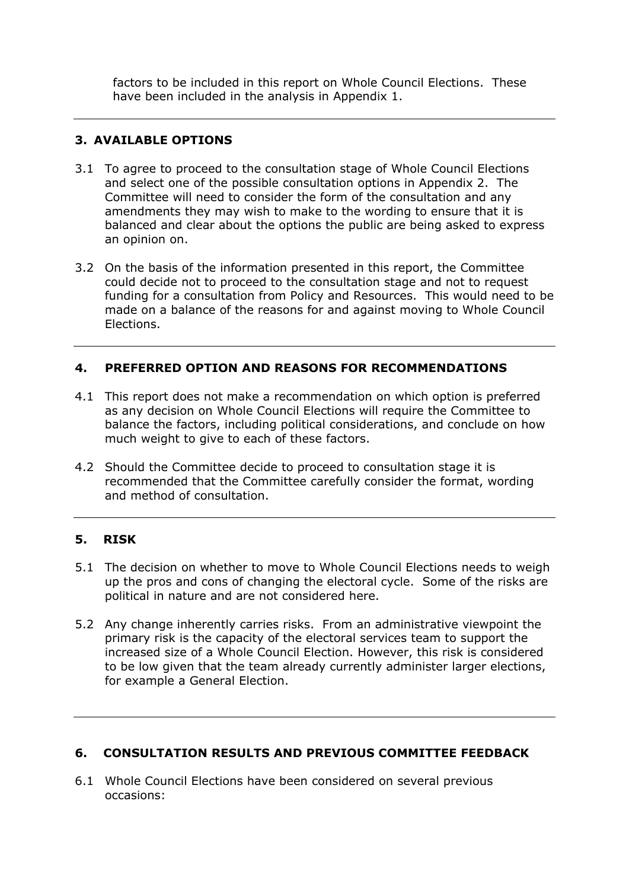factors to be included in this report on Whole Council Elections. These have been included in the analysis in Appendix 1.

---

## 3. AVAILABLE OPTIONS

3.1 To agree to proceed to the consultation stage of Whole Council Elections and select one of the possible consultation options in Appendix 2. The Committee will need to consider the form of the consultation and any amendments they may wish to make to the wording to ensure that it is balanced and clear about the options the public are being asked to express an opinion on.

3.2 On the basis of the information presented in this report, the Committee could decide not to proceed to the consultation stage and not to request funding for a consultation from Policy and Resources. This would need to be made on a balance of the reasons for and against moving to Whole Council Elections.

---

## 4. PREFERRED OPTION AND REASONS FOR RECOMMENDATIONS

4.1 This report does not make a recommendation on which option is preferred as any decision on Whole Council Elections will require the Committee to balance the factors, including political considerations, and conclude on how much weight to give to each of these factors.

4.2 Should the Committee decide to proceed to consultation stage it is recommended that the Committee carefully consider the format, wording and method of consultation.

---

## 5. RISK

5.1 The decision on whether to move to Whole Council Elections needs to weigh up the pros and cons of changing the electoral cycle. Some of the risks are political in nature and are not considered here.

5.2 Any change inherently carries risks. From an administrative viewpoint the primary risk is the capacity of the electoral services team to support the increased size of a Whole Council Election. However, this risk is considered to be low given that the team already currently administer larger elections, for example a General Election.

---

## 6. CONSULTATION RESULTS AND PREVIOUS COMMITTEE FEEDBACK

6.1 Whole Council Elections have been considered on several previous occasions: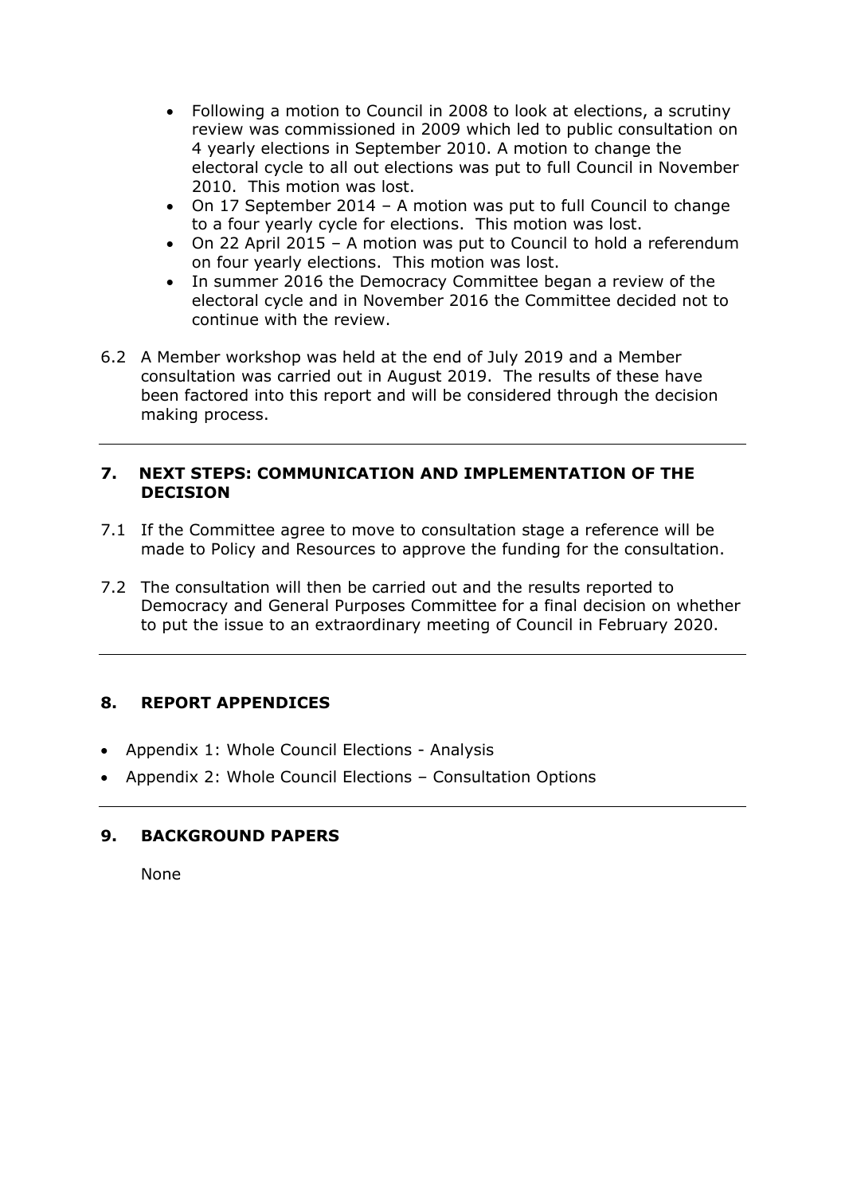- Following a motion to Council in 2008 to look at elections, a scrutiny review was commissioned in 2009 which led to public consultation on 4 yearly elections in September 2010. A motion to change the electoral cycle to all out elections was put to full Council in November 2010. This motion was lost.
- On 17 September 2014 – A motion was put to full Council to change to a four yearly cycle for elections. This motion was lost.
- On 22 April 2015 – A motion was put to Council to hold a referendum on four yearly elections. This motion was lost.
- In summer 2016 the Democracy Committee began a review of the electoral cycle and in November 2016 the Committee decided not to continue with the review.

6.2 A Member workshop was held at the end of July 2019 and a Member consultation was carried out in August 2019. The results of these have been factored into this report and will be considered through the decision making process.

## 7. NEXT STEPS: COMMUNICATION AND IMPLEMENTATION OF THE DECISION

7.1 If the Committee agree to move to consultation stage a reference will be made to Policy and Resources to approve the funding for the consultation.

7.2 The consultation will then be carried out and the results reported to Democracy and General Purposes Committee for a final decision on whether to put the issue to an extraordinary meeting of Council in February 2020.

## 8. REPORT APPENDICES

- Appendix 1: Whole Council Elections - Analysis
- Appendix 2: Whole Council Elections – Consultation Options

## 9. BACKGROUND PAPERS

None